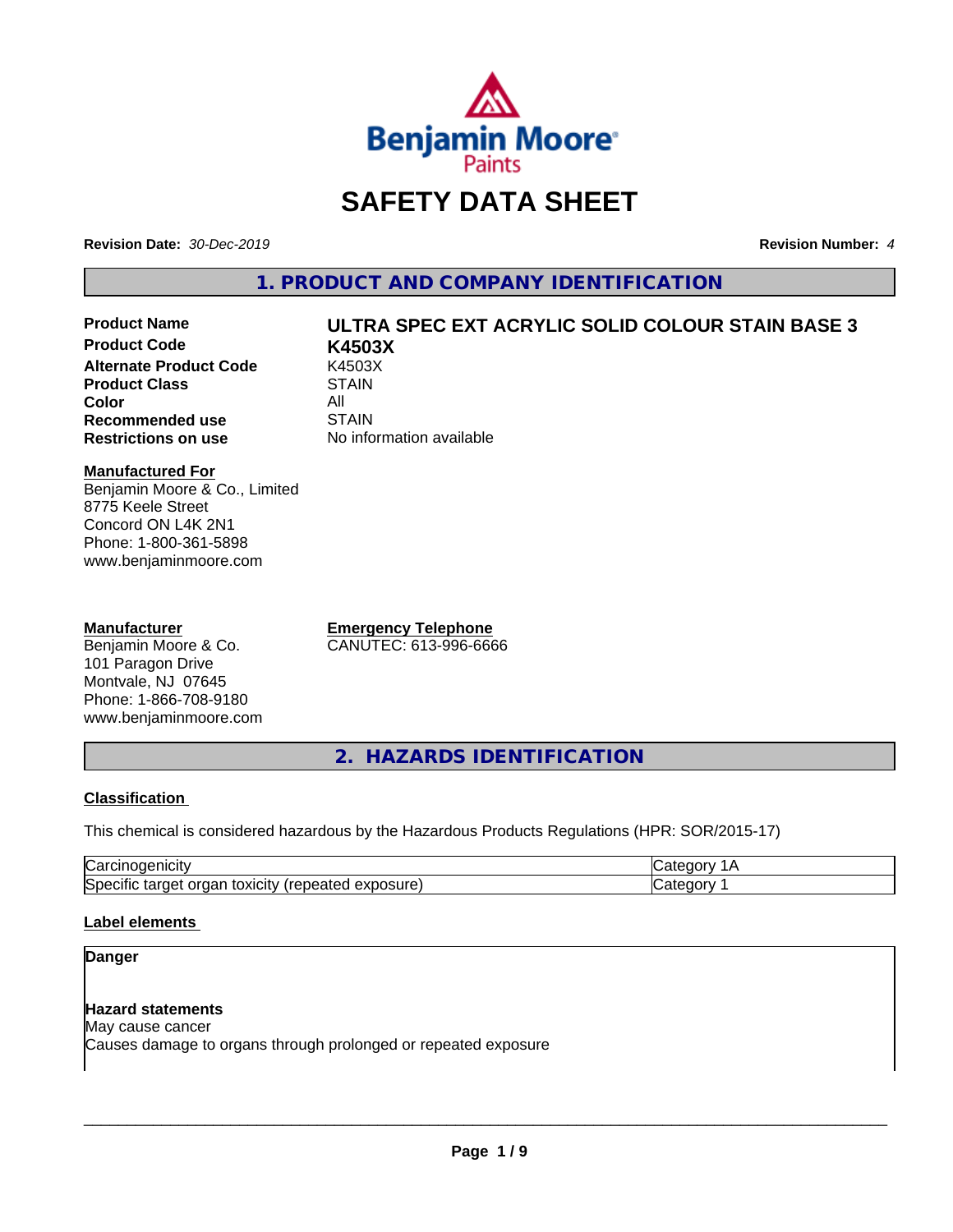# SAFETY DATA SHEET

**Revision Date:** *30-Dec-2019* **Revision Number:** *4*

## 1. PRODUCT AND COMPANY IDENTIFICATION

| | |
|---|---|
| **Product Name** | **ULTRA SPEC EXT ACRYLIC SOLID COLOUR STAIN BASE 3** |
| **Product Code** | **K4503X** |
| **Alternate Product Code** | K4503X |
| **Product Class** | STAIN |
| **Color** | All |
| **Recommended use** | STAIN |
| **Restrictions on use** | No information available |

**Manufactured For**
Benjamin Moore & Co., Limited
8775 Keele Street
Concord ON L4K 2N1
Phone: 1-800-361-5898
www.benjaminmoore.com

**Manufacturer**
Benjamin Moore & Co.
101 Paragon Drive
Montvale, NJ 07645
Phone: 1-866-708-9180
www.benjaminmoore.com

**Emergency Telephone**
CANUTEC: 613-996-6666

## 2. HAZARDS IDENTIFICATION

**Classification**

This chemical is considered hazardous by the Hazardous Products Regulations (HPR: SOR/2015-17)

| | |
|---|---|
| Carcinogenicity | Category 1A |
| Specific target organ toxicity (repeated exposure) | Category 1 |

**Label elements**

**Danger**

**Hazard statements**
May cause cancer
Causes damage to organs through prolonged or repeated exposure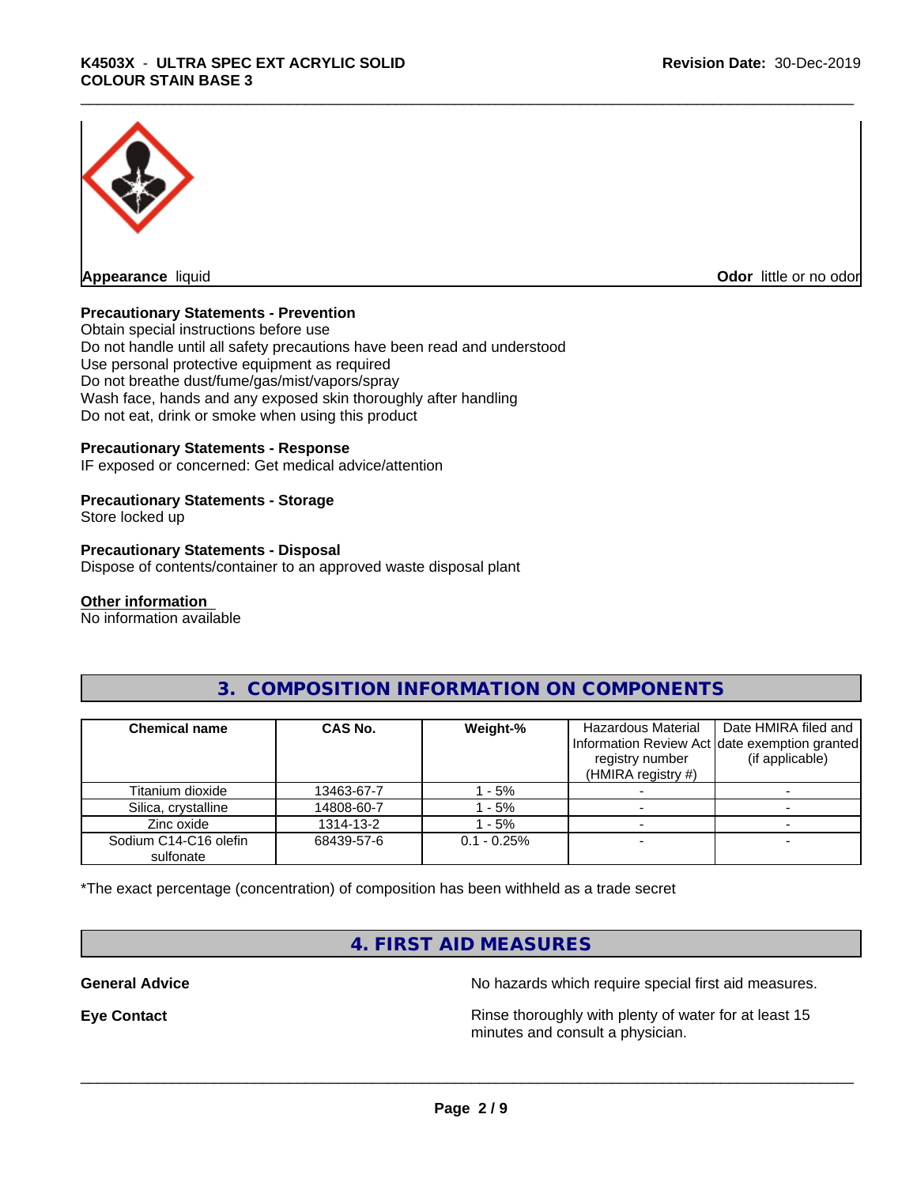**Appearance** liquid

**Odor** little or no odor

**Precautionary Statements - Prevention**

Obtain special instructions before use
Do not handle until all safety precautions have been read and understood
Use personal protective equipment as required
Do not breathe dust/fume/gas/mist/vapors/spray
Wash face, hands and any exposed skin thoroughly after handling
Do not eat, drink or smoke when using this product

**Precautionary Statements - Response**

IF exposed or concerned: Get medical advice/attention

**Precautionary Statements - Storage**

Store locked up

**Precautionary Statements - Disposal**

Dispose of contents/container to an approved waste disposal plant

**Other information**

No information available

## 3. COMPOSITION INFORMATION ON COMPONENTS

| Chemical name | CAS No. | Weight-% | Hazardous Material Information Review Act registry number (HMIRA registry #) | Date HMIRA filed and date exemption granted (if applicable) |
| --- | --- | --- | --- | --- |
| Titanium dioxide | 13463-67-7 | 1 - 5% | - | - |
| Silica, crystalline | 14808-60-7 | 1 - 5% | - | - |
| Zinc oxide | 1314-13-2 | 1 - 5% | - | - |
| Sodium C14-C16 olefin sulfonate | 68439-57-6 | 0.1 - 0.25% | - | - |

*The exact percentage (concentration) of composition has been withheld as a trade secret

## 4. FIRST AID MEASURES

**General Advice** No hazards which require special first aid measures.

**Eye Contact** Rinse thoroughly with plenty of water for at least 15 minutes and consult a physician.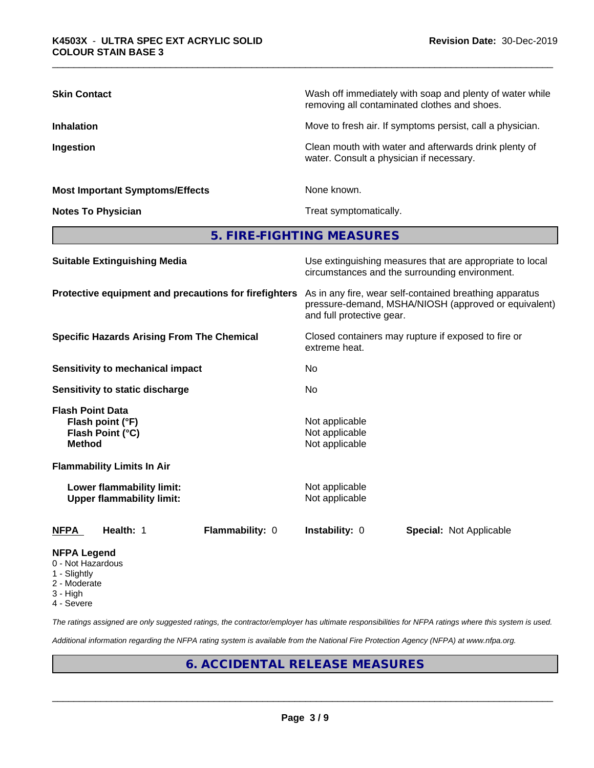| | |
|---|---|
| **Skin Contact** | Wash off immediately with soap and plenty of water while removing all contaminated clothes and shoes. |
| **Inhalation** | Move to fresh air. If symptoms persist, call a physician. |
| **Ingestion** | Clean mouth with water and afterwards drink plenty of water. Consult a physician if necessary. |
| **Most Important Symptoms/Effects** | None known. |
| **Notes To Physician** | Treat symptomatically. |

## 5. FIRE-FIGHTING MEASURES

| | |
|---|---|
| **Suitable Extinguishing Media** | Use extinguishing measures that are appropriate to local circumstances and the surrounding environment. |
| **Protective equipment and precautions for firefighters** | As in any fire, wear self-contained breathing apparatus pressure-demand, MSHA/NIOSH (approved or equivalent) and full protective gear. |
| **Specific Hazards Arising From The Chemical** | Closed containers may rupture if exposed to fire or extreme heat. |
| **Sensitivity to mechanical impact** | No |
| **Sensitivity to static discharge** | No |

**Flash Point Data**

| | |
|---|---|
| **Flash point (°F)** | Not applicable |
| **Flash Point (°C)** | Not applicable |
| **Method** | Not applicable |

**Flammability Limits In Air**

| | |
|---|---|
| **Lower flammability limit:** | Not applicable |
| **Upper flammability limit:** | Not applicable |

| **NFPA** | **Health:** 1 | **Flammability:** 0 | **Instability:** 0 | **Special:** Not Applicable |
|---|---|---|---|---|

**NFPA Legend**
- 0 - Not Hazardous
- 1 - Slightly
- 2 - Moderate
- 3 - High
- 4 - Severe

*The ratings assigned are only suggested ratings, the contractor/employer has ultimate responsibilities for NFPA ratings where this system is used.*

*Additional information regarding the NFPA rating system is available from the National Fire Protection Agency (NFPA) at www.nfpa.org.*

## 6. ACCIDENTAL RELEASE MEASURES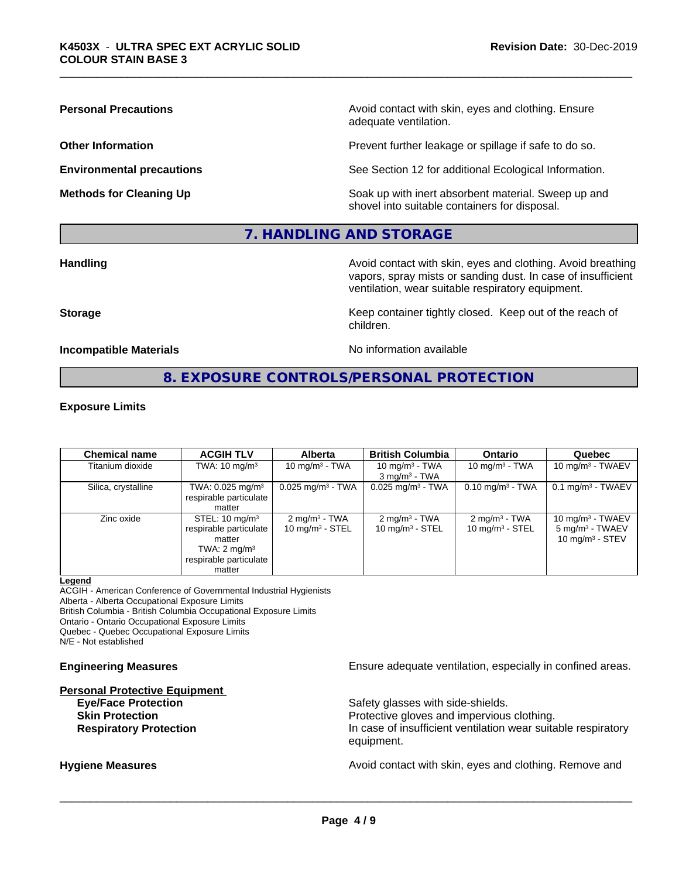**Personal Precautions**

Avoid contact with skin, eyes and clothing. Ensure adequate ventilation.

**Other Information**

Prevent further leakage or spillage if safe to do so.

**Environmental precautions**

See Section 12 for additional Ecological Information.

**Methods for Cleaning Up**

Soak up with inert absorbent material. Sweep up and shovel into suitable containers for disposal.

## 7. HANDLING AND STORAGE

**Handling**

Avoid contact with skin, eyes and clothing. Avoid breathing vapors, spray mists or sanding dust. In case of insufficient ventilation, wear suitable respiratory equipment.

**Storage**

Keep container tightly closed. Keep out of the reach of children.

**Incompatible Materials**

No information available

## 8. EXPOSURE CONTROLS/PERSONAL PROTECTION

**Exposure Limits**

| Chemical name | ACGIH TLV | Alberta | British Columbia | Ontario | Quebec |
|---|---|---|---|---|---|
| Titanium dioxide | TWA: 10 mg/m³ | 10 mg/m³ - TWA | 10 mg/m³ - TWA<br>3 mg/m³ - TWA | 10 mg/m³ - TWA | 10 mg/m³ - TWAEV |
| Silica, crystalline | TWA: 0.025 mg/m³ respirable particulate matter | 0.025 mg/m³ - TWA | 0.025 mg/m³ - TWA | 0.10 mg/m³ - TWA | 0.1 mg/m³ - TWAEV |
| Zinc oxide | STEL: 10 mg/m³ respirable particulate matter<br>TWA: 2 mg/m³ respirable particulate matter | 2 mg/m³ - TWA<br>10 mg/m³ - STEL | 2 mg/m³ - TWA<br>10 mg/m³ - STEL | 2 mg/m³ - TWA<br>10 mg/m³ - STEL | 10 mg/m³ - TWAEV<br>5 mg/m³ - TWAEV<br>10 mg/m³ - STEV |

**Legend**

ACGIH - American Conference of Governmental Industrial Hygienists
Alberta - Alberta Occupational Exposure Limits
British Columbia - British Columbia Occupational Exposure Limits
Ontario - Ontario Occupational Exposure Limits
Quebec - Quebec Occupational Exposure Limits
N/E - Not established

**Engineering Measures**

Ensure adequate ventilation, especially in confined areas.

**Personal Protective Equipment**

**Eye/Face Protection**
Safety glasses with side-shields.

**Skin Protection**
Protective gloves and impervious clothing.

**Respiratory Protection**
In case of insufficient ventilation wear suitable respiratory equipment.

**Hygiene Measures**

Avoid contact with skin, eyes and clothing. Remove and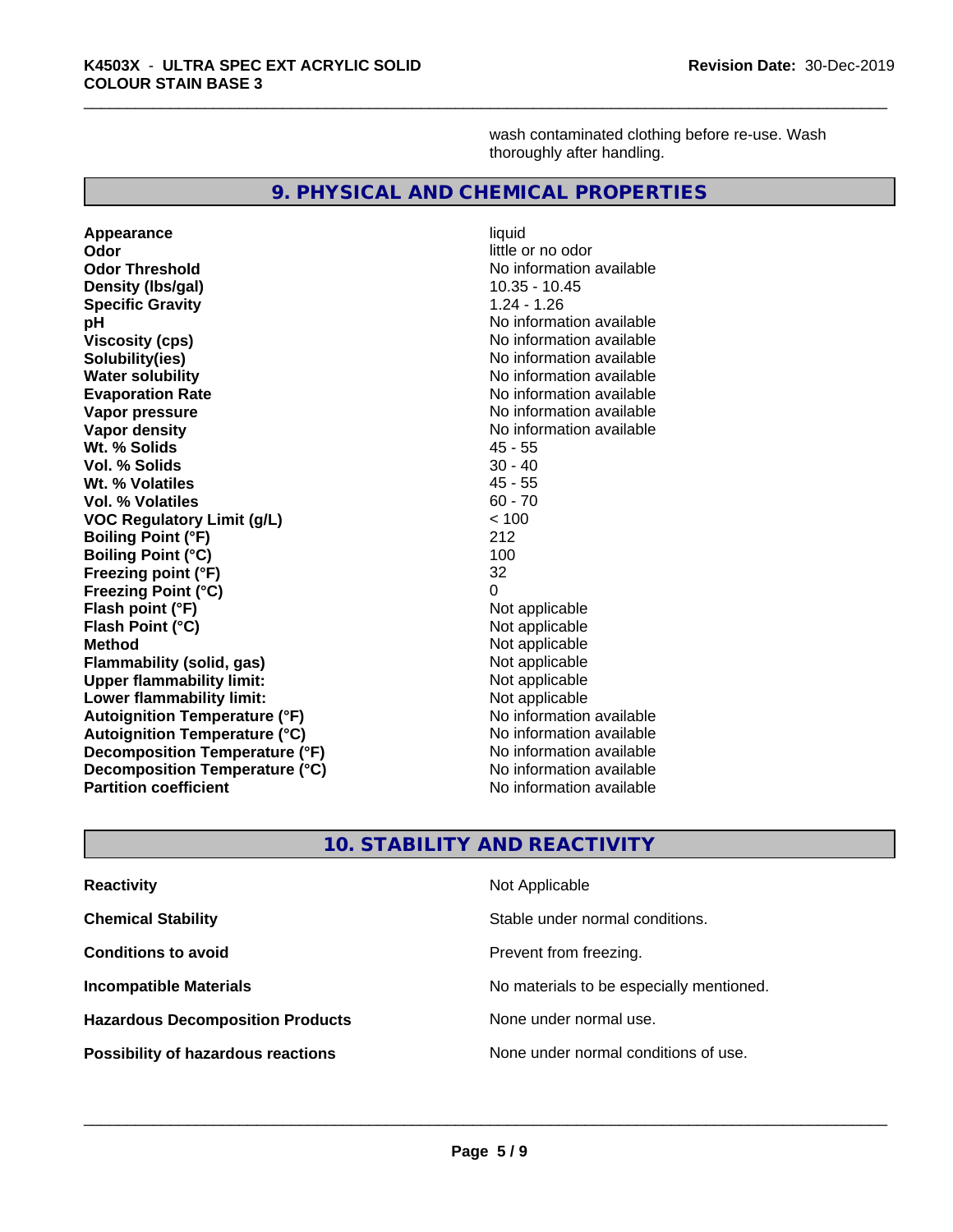wash contaminated clothing before re-use. Wash thoroughly after handling.

## 9. PHYSICAL AND CHEMICAL PROPERTIES

| Property | Value |
|---|---|
| **Appearance** | liquid |
| **Odor** | little or no odor |
| **Odor Threshold** | No information available |
| **Density (lbs/gal)** | 10.35 - 10.45 |
| **Specific Gravity** | 1.24 - 1.26 |
| **pH** | No information available |
| **Viscosity (cps)** | No information available |
| **Solubility(ies)** | No information available |
| **Water solubility** | No information available |
| **Evaporation Rate** | No information available |
| **Vapor pressure** | No information available |
| **Vapor density** | No information available |
| **Wt. % Solids** | 45 - 55 |
| **Vol. % Solids** | 30 - 40 |
| **Wt. % Volatiles** | 45 - 55 |
| **Vol. % Volatiles** | 60 - 70 |
| **VOC Regulatory Limit (g/L)** | < 100 |
| **Boiling Point (°F)** | 212 |
| **Boiling Point (°C)** | 100 |
| **Freezing point (°F)** | 32 |
| **Freezing Point (°C)** | 0 |
| **Flash point (°F)** | Not applicable |
| **Flash Point (°C)** | Not applicable |
| **Method** | Not applicable |
| **Flammability (solid, gas)** | Not applicable |
| **Upper flammability limit:** | Not applicable |
| **Lower flammability limit:** | Not applicable |
| **Autoignition Temperature (°F)** | No information available |
| **Autoignition Temperature (°C)** | No information available |
| **Decomposition Temperature (°F)** | No information available |
| **Decomposition Temperature (°C)** | No information available |
| **Partition coefficient** | No information available |

## 10. STABILITY AND REACTIVITY

| Property | Value |
|---|---|
| **Reactivity** | Not Applicable |
| **Chemical Stability** | Stable under normal conditions. |
| **Conditions to avoid** | Prevent from freezing. |
| **Incompatible Materials** | No materials to be especially mentioned. |
| **Hazardous Decomposition Products** | None under normal use. |
| **Possibility of hazardous reactions** | None under normal conditions of use. |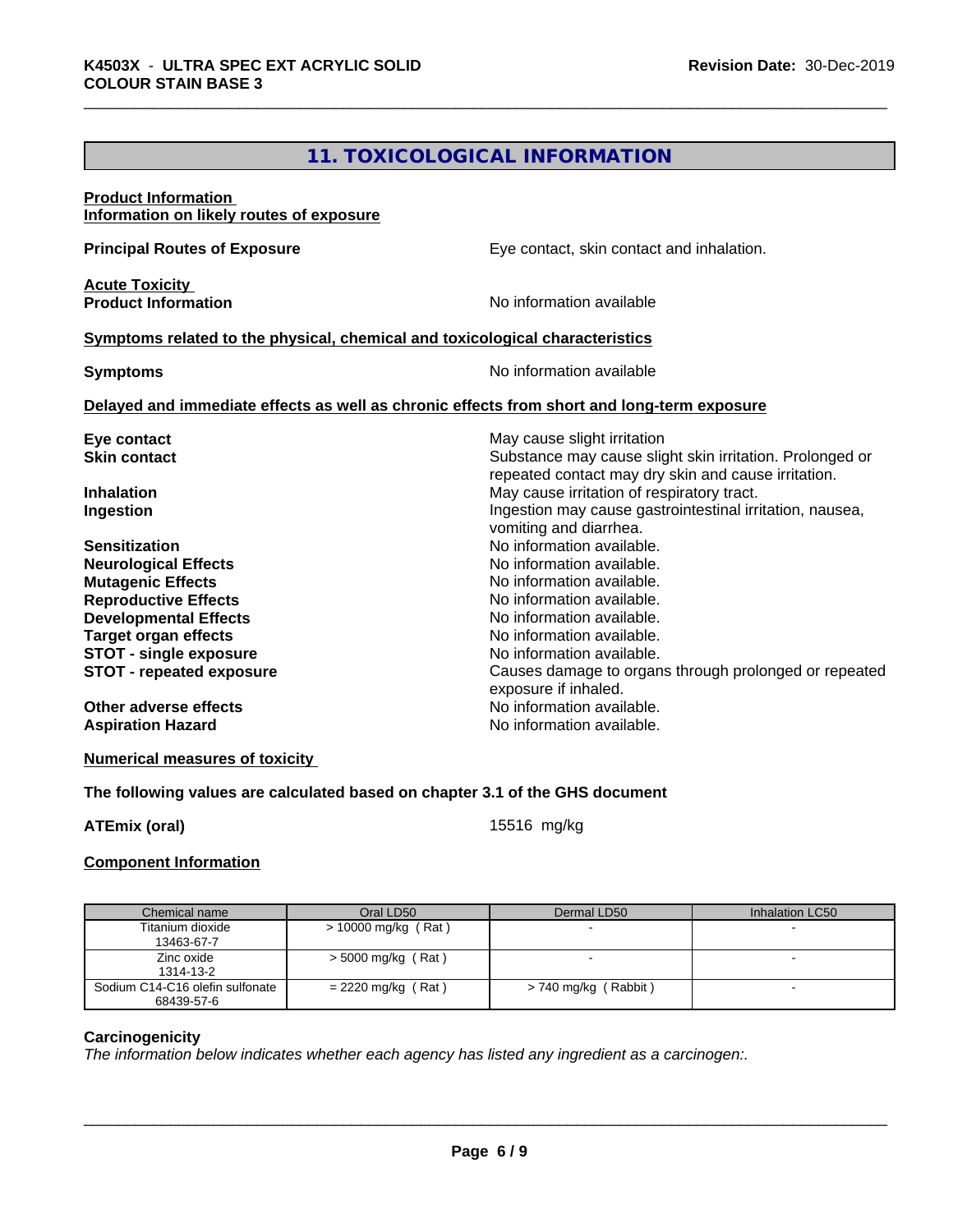## 11. TOXICOLOGICAL INFORMATION

**Product Information**
**Information on likely routes of exposure**

**Principal Routes of Exposure** — Eye contact, skin contact and inhalation.

**Acute Toxicity**
**Product Information** — No information available

**Symptoms related to the physical, chemical and toxicological characteristics**

**Symptoms** — No information available

**Delayed and immediate effects as well as chronic effects from short and long-term exposure**

**Eye contact** — May cause slight irritation
**Skin contact** — Substance may cause slight skin irritation. Prolonged or repeated contact may dry skin and cause irritation.
**Inhalation** — May cause irritation of respiratory tract.
**Ingestion** — Ingestion may cause gastrointestinal irritation, nausea, vomiting and diarrhea.
**Sensitization** — No information available.
**Neurological Effects** — No information available.
**Mutagenic Effects** — No information available.
**Reproductive Effects** — No information available.
**Developmental Effects** — No information available.
**Target organ effects** — No information available.
**STOT - single exposure** — No information available.
**STOT - repeated exposure** — Causes damage to organs through prolonged or repeated exposure if inhaled.
**Other adverse effects** — No information available.
**Aspiration Hazard** — No information available.

**Numerical measures of toxicity**

**The following values are calculated based on chapter 3.1 of the GHS document**

**ATEmix (oral)** — 15516 mg/kg

**Component Information**

| Chemical name | Oral LD50 | Dermal LD50 | Inhalation LC50 |
|---|---|---|---|
| Titanium dioxide 13463-67-7 | > 10000 mg/kg ( Rat ) | - | - |
| Zinc oxide 1314-13-2 | > 5000 mg/kg ( Rat ) | - | - |
| Sodium C14-C16 olefin sulfonate 68439-57-6 | = 2220 mg/kg ( Rat ) | > 740 mg/kg ( Rabbit ) | - |

**Carcinogenicity**

*The information below indicates whether each agency has listed any ingredient as a carcinogen:.*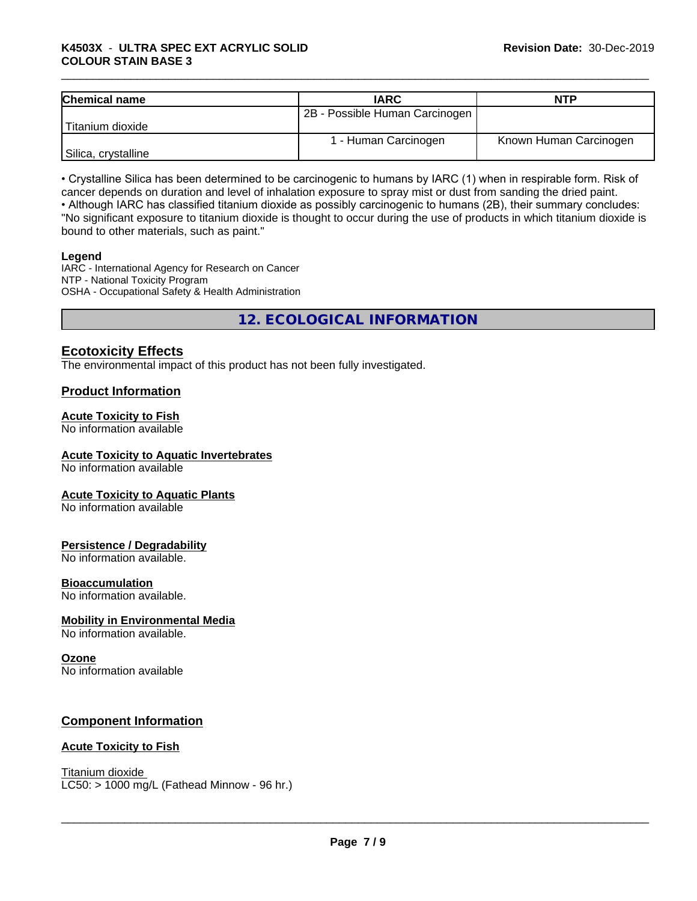| Chemical name | IARC | NTP |
| --- | --- | --- |
| Titanium dioxide | 2B - Possible Human Carcinogen | |
| Silica, crystalline | 1 - Human Carcinogen | Known Human Carcinogen |

• Crystalline Silica has been determined to be carcinogenic to humans by IARC (1) when in respirable form. Risk of cancer depends on duration and level of inhalation exposure to spray mist or dust from sanding the dried paint.
• Although IARC has classified titanium dioxide as possibly carcinogenic to humans (2B), their summary concludes: "No significant exposure to titanium dioxide is thought to occur during the use of products in which titanium dioxide is bound to other materials, such as paint."

**Legend**
IARC - International Agency for Research on Cancer
NTP - National Toxicity Program
OSHA - Occupational Safety & Health Administration

# 12. ECOLOGICAL INFORMATION

## Ecotoxicity Effects

The environmental impact of this product has not been fully investigated.

## Product Information

### Acute Toxicity to Fish

No information available

### Acute Toxicity to Aquatic Invertebrates

No information available

### Acute Toxicity to Aquatic Plants

No information available

### Persistence / Degradability

No information available.

### Bioaccumulation

No information available.

### Mobility in Environmental Media

No information available.

### Ozone

No information available

## Component Information

### Acute Toxicity to Fish

Titanium dioxide
LC50: > 1000 mg/L (Fathead Minnow - 96 hr.)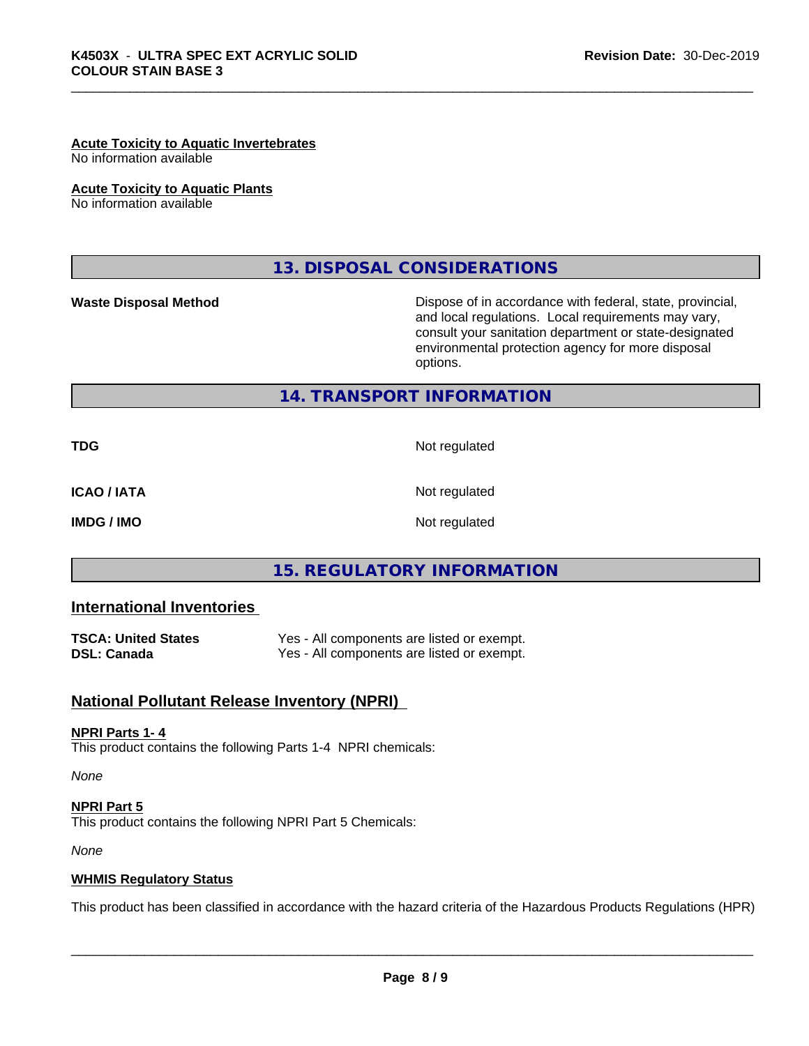**Acute Toxicity to Aquatic Invertebrates**
No information available

**Acute Toxicity to Aquatic Plants**
No information available

## 13. DISPOSAL CONSIDERATIONS

| | |
|---|---|
| **Waste Disposal Method** | Dispose of in accordance with federal, state, provincial, and local regulations. Local requirements may vary, consult your sanitation department or state-designated environmental protection agency for more disposal options. |

## 14. TRANSPORT INFORMATION

| | |
|---|---|
| **TDG** | Not regulated |
| **ICAO / IATA** | Not regulated |
| **IMDG / IMO** | Not regulated |

## 15. REGULATORY INFORMATION

### International Inventories

| | |
|---|---|
| **TSCA: United States** | Yes - All components are listed or exempt. |
| **DSL: Canada** | Yes - All components are listed or exempt. |

### National Pollutant Release Inventory (NPRI)

**NPRI Parts 1- 4**
This product contains the following Parts 1-4 NPRI chemicals:

*None*

**NPRI Part 5**
This product contains the following NPRI Part 5 Chemicals:

*None*

**WHMIS Regulatory Status**

This product has been classified in accordance with the hazard criteria of the Hazardous Products Regulations (HPR)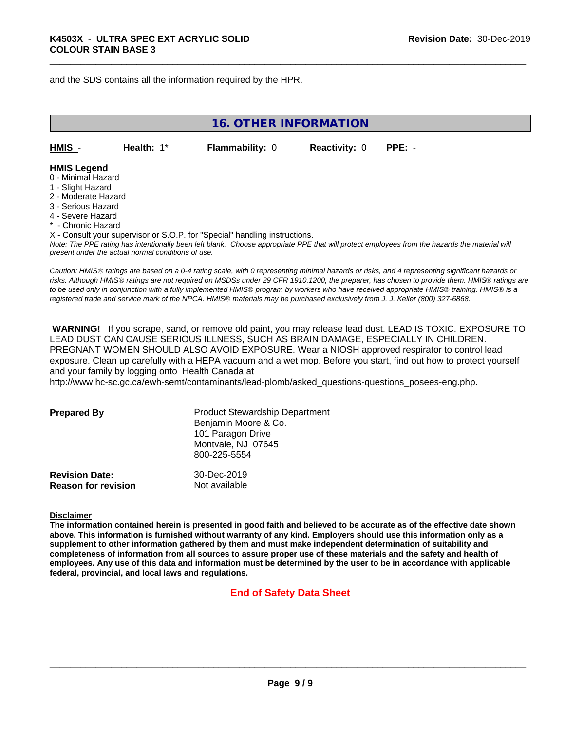and the SDS contains all the information required by the HPR.

## 16. OTHER INFORMATION

| HMIS - | Health: 1* | Flammability: 0 | Reactivity: 0 | PPE: - |
|---|---|---|---|---|

**HMIS Legend**
0 - Minimal Hazard
1 - Slight Hazard
2 - Moderate Hazard
3 - Serious Hazard
4 - Severe Hazard
* - Chronic Hazard
X - Consult your supervisor or S.O.P. for "Special" handling instructions.

*Note: The PPE rating has intentionally been left blank. Choose appropriate PPE that will protect employees from the hazards the material will present under the actual normal conditions of use.*

*Caution: HMIS® ratings are based on a 0-4 rating scale, with 0 representing minimal hazards or risks, and 4 representing significant hazards or risks. Although HMIS® ratings are not required on MSDSs under 29 CFR 1910.1200, the preparer, has chosen to provide them. HMIS® ratings are to be used only in conjunction with a fully implemented HMIS® program by workers who have received appropriate HMIS® training. HMIS® is a registered trade and service mark of the NPCA. HMIS® materials may be purchased exclusively from J. J. Keller (800) 327-6868.*

**WARNING!** If you scrape, sand, or remove old paint, you may release lead dust. LEAD IS TOXIC. EXPOSURE TO LEAD DUST CAN CAUSE SERIOUS ILLNESS, SUCH AS BRAIN DAMAGE, ESPECIALLY IN CHILDREN. PREGNANT WOMEN SHOULD ALSO AVOID EXPOSURE. Wear a NIOSH approved respirator to control lead exposure. Clean up carefully with a HEPA vacuum and a wet mop. Before you start, find out how to protect yourself and your family by logging onto Health Canada at http://www.hc-sc.gc.ca/ewh-semt/contaminants/lead-plomb/asked_questions-questions_posees-eng.php.

**Prepared By**
Product Stewardship Department
Benjamin Moore & Co.
101 Paragon Drive
Montvale, NJ 07645
800-225-5554

**Revision Date:** 30-Dec-2019
**Reason for revision** Not available

**Disclaimer**

**The information contained herein is presented in good faith and believed to be accurate as of the effective date shown above. This information is furnished without warranty of any kind. Employers should use this information only as a supplement to other information gathered by them and must make independent determination of suitability and completeness of information from all sources to assure proper use of these materials and the safety and health of employees. Any use of this data and information must be determined by the user to be in accordance with applicable federal, provincial, and local laws and regulations.**

**End of Safety Data Sheet**